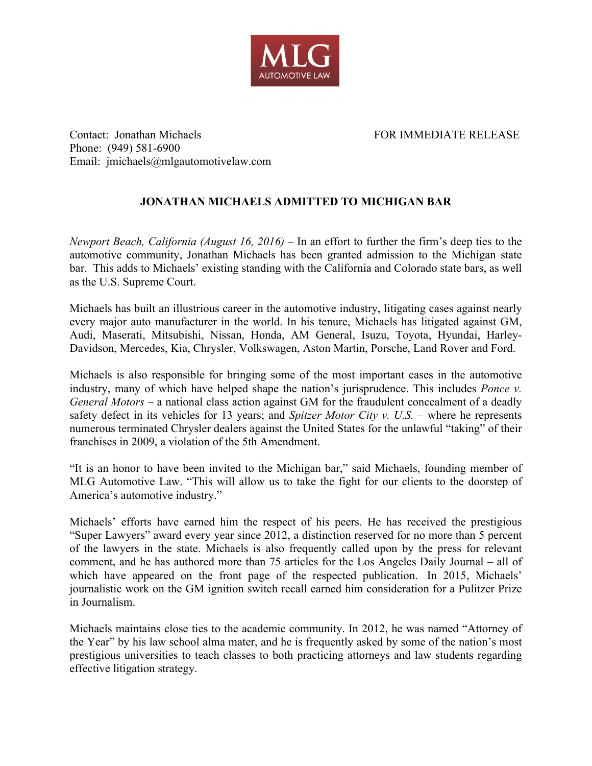MLG
AUTOMOTIVE LAW

Contact: Jonathan Michaels
Phone: (949) 581-6900
Email: jmichaels@mlgautomotivelaw.com

FOR IMMEDIATE RELEASE

## JONATHAN MICHAELS ADMITTED TO MICHIGAN BAR

*Newport Beach, California (August 16, 2016)* – In an effort to further the firm's deep ties to the automotive community, Jonathan Michaels has been granted admission to the Michigan state bar. This adds to Michaels' existing standing with the California and Colorado state bars, as well as the U.S. Supreme Court.

Michaels has built an illustrious career in the automotive industry, litigating cases against nearly every major auto manufacturer in the world. In his tenure, Michaels has litigated against GM, Audi, Maserati, Mitsubishi, Nissan, Honda, AM General, Isuzu, Toyota, Hyundai, Harley-Davidson, Mercedes, Kia, Chrysler, Volkswagen, Aston Martin, Porsche, Land Rover and Ford.

Michaels is also responsible for bringing some of the most important cases in the automotive industry, many of which have helped shape the nation's jurisprudence. This includes *Ponce v. General Motors* – a national class action against GM for the fraudulent concealment of a deadly safety defect in its vehicles for 13 years; and *Spitzer Motor City v. U.S.* – where he represents numerous terminated Chrysler dealers against the United States for the unlawful "taking" of their franchises in 2009, a violation of the 5th Amendment.

"It is an honor to have been invited to the Michigan bar," said Michaels, founding member of MLG Automotive Law. "This will allow us to take the fight for our clients to the doorstep of America's automotive industry."

Michaels' efforts have earned him the respect of his peers. He has received the prestigious "Super Lawyers" award every year since 2012, a distinction reserved for no more than 5 percent of the lawyers in the state. Michaels is also frequently called upon by the press for relevant comment, and he has authored more than 75 articles for the Los Angeles Daily Journal – all of which have appeared on the front page of the respected publication. In 2015, Michaels' journalistic work on the GM ignition switch recall earned him consideration for a Pulitzer Prize in Journalism.

Michaels maintains close ties to the academic community. In 2012, he was named "Attorney of the Year" by his law school alma mater, and he is frequently asked by some of the nation's most prestigious universities to teach classes to both practicing attorneys and law students regarding effective litigation strategy.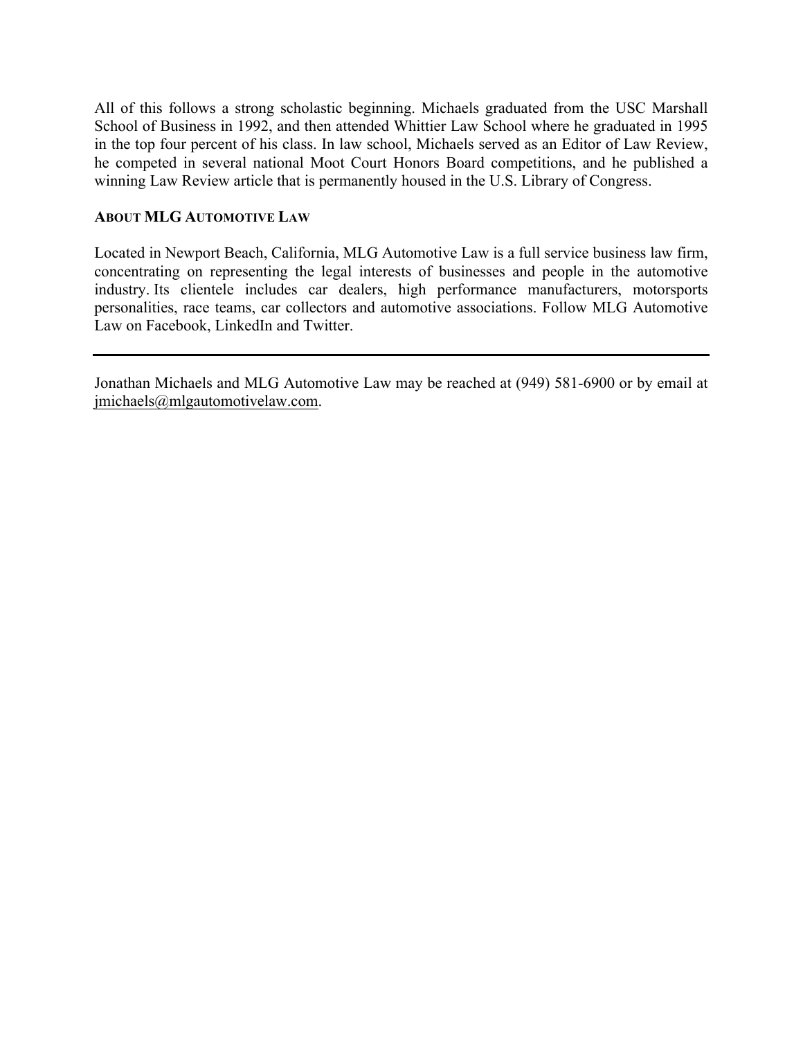All of this follows a strong scholastic beginning. Michaels graduated from the USC Marshall School of Business in 1992, and then attended Whittier Law School where he graduated in 1995 in the top four percent of his class. In law school, Michaels served as an Editor of Law Review, he competed in several national Moot Court Honors Board competitions, and he published a winning Law Review article that is permanently housed in the U.S. Library of Congress.

**ABOUT MLG AUTOMOTIVE LAW**

Located in Newport Beach, California, MLG Automotive Law is a full service business law firm, concentrating on representing the legal interests of businesses and people in the automotive industry. Its clientele includes car dealers, high performance manufacturers, motorsports personalities, race teams, car collectors and automotive associations. Follow MLG Automotive Law on Facebook, LinkedIn and Twitter.

---

Jonathan Michaels and MLG Automotive Law may be reached at (949) 581-6900 or by email at jmichaels@mlgautomotivelaw.com.